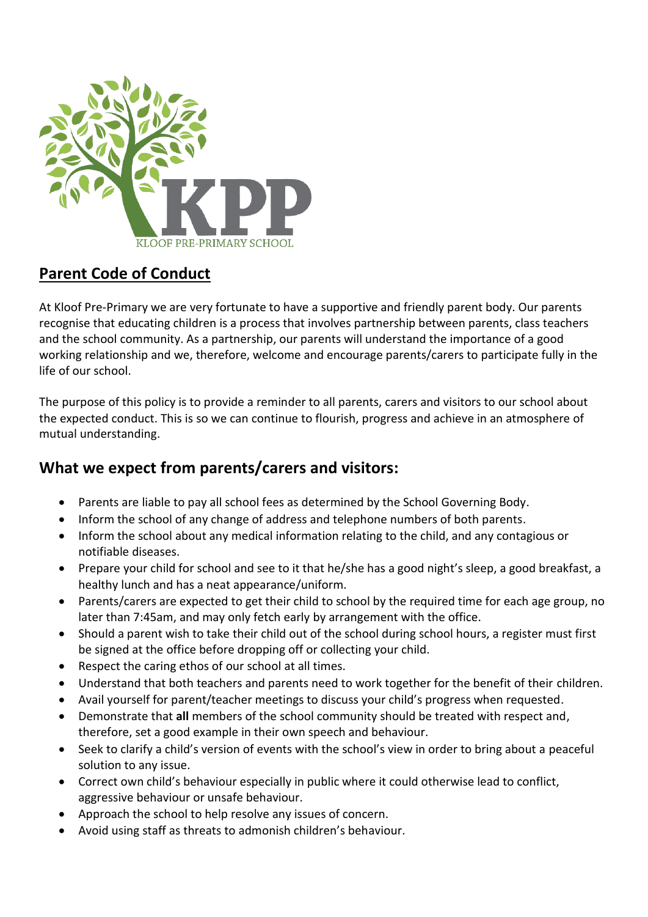KPP

KLOOF PRE-PRIMARY SCHOOL

## Parent Code of Conduct

At Kloof Pre-Primary we are very fortunate to have a supportive and friendly parent body. Our parents recognise that educating children is a process that involves partnership between parents, class teachers and the school community. As a partnership, our parents will understand the importance of a good working relationship and we, therefore, welcome and encourage parents/carers to participate fully in the life of our school.

The purpose of this policy is to provide a reminder to all parents, carers and visitors to our school about the expected conduct. This is so we can continue to flourish, progress and achieve in an atmosphere of mutual understanding.

## What we expect from parents/carers and visitors:

- Parents are liable to pay all school fees as determined by the School Governing Body.
- Inform the school of any change of address and telephone numbers of both parents.
- Inform the school about any medical information relating to the child, and any contagious or notifiable diseases.
- Prepare your child for school and see to it that he/she has a good night's sleep, a good breakfast, a healthy lunch and has a neat appearance/uniform.
- Parents/carers are expected to get their child to school by the required time for each age group, no later than 7:45am, and may only fetch early by arrangement with the office.
- Should a parent wish to take their child out of the school during school hours, a register must first be signed at the office before dropping off or collecting your child.
- Respect the caring ethos of our school at all times.
- Understand that both teachers and parents need to work together for the benefit of their children.
- Avail yourself for parent/teacher meetings to discuss your child's progress when requested.
- Demonstrate that **all** members of the school community should be treated with respect and, therefore, set a good example in their own speech and behaviour.
- Seek to clarify a child's version of events with the school's view in order to bring about a peaceful solution to any issue.
- Correct own child's behaviour especially in public where it could otherwise lead to conflict, aggressive behaviour or unsafe behaviour.
- Approach the school to help resolve any issues of concern.
- Avoid using staff as threats to admonish children's behaviour.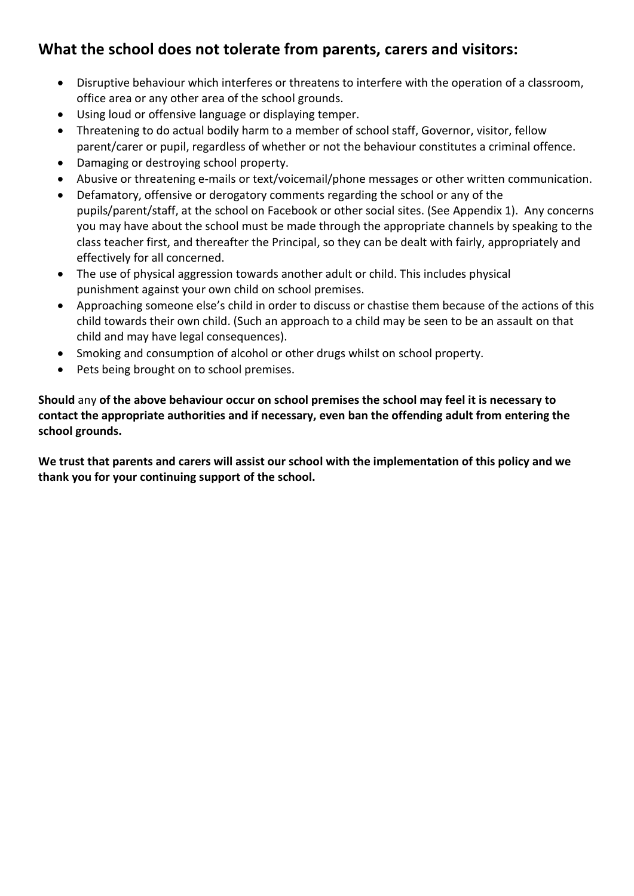## What the school does not tolerate from parents, carers and visitors:

- Disruptive behaviour which interferes or threatens to interfere with the operation of a classroom, office area or any other area of the school grounds.
- Using loud or offensive language or displaying temper.
- Threatening to do actual bodily harm to a member of school staff, Governor, visitor, fellow parent/carer or pupil, regardless of whether or not the behaviour constitutes a criminal offence.
- Damaging or destroying school property.
- Abusive or threatening e-mails or text/voicemail/phone messages or other written communication.
- Defamatory, offensive or derogatory comments regarding the school or any of the pupils/parent/staff, at the school on Facebook or other social sites. (See Appendix 1). Any concerns you may have about the school must be made through the appropriate channels by speaking to the class teacher first, and thereafter the Principal, so they can be dealt with fairly, appropriately and effectively for all concerned.
- The use of physical aggression towards another adult or child. This includes physical punishment against your own child on school premises.
- Approaching someone else's child in order to discuss or chastise them because of the actions of this child towards their own child. (Such an approach to a child may be seen to be an assault on that child and may have legal consequences).
- Smoking and consumption of alcohol or other drugs whilst on school property.
- Pets being brought on to school premises.

**Should** any **of the above behaviour occur on school premises the school may feel it is necessary to contact the appropriate authorities and if necessary, even ban the offending adult from entering the school grounds.**

**We trust that parents and carers will assist our school with the implementation of this policy and we thank you for your continuing support of the school.**